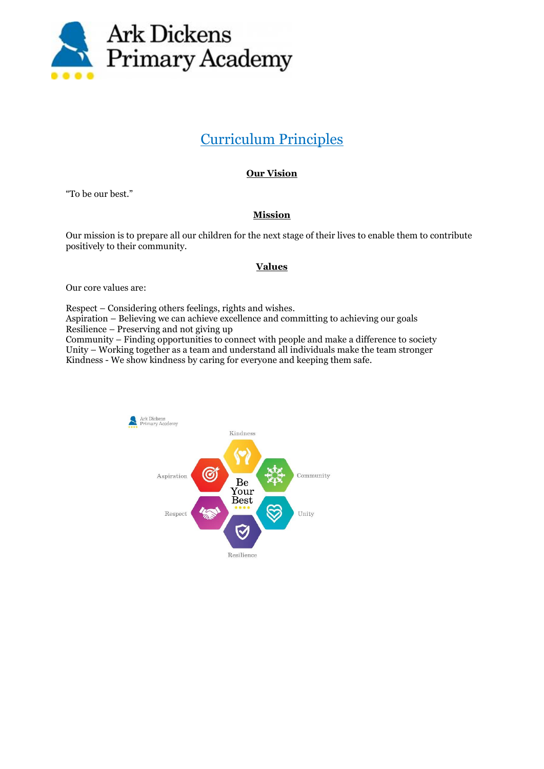Ark Dickens Primary Academy

# Curriculum Principles

## Our Vision

"To be our best."

## Mission

Our mission is to prepare all our children for the next stage of their lives to enable them to contribute positively to their community.

## Values

Our core values are:

Respect – Considering others feelings, rights and wishes.
Aspiration – Believing we can achieve excellence and committing to achieving our goals
Resilience – Preserving and not giving up
Community – Finding opportunities to connect with people and make a difference to society
Unity – Working together as a team and understand all individuals make the team stronger
Kindness - We show kindness by caring for everyone and keeping them safe.

Ark Dickens Primary Academy

Kindness

Aspiration

Community

Be Your Best

Respect

Unity

Resilience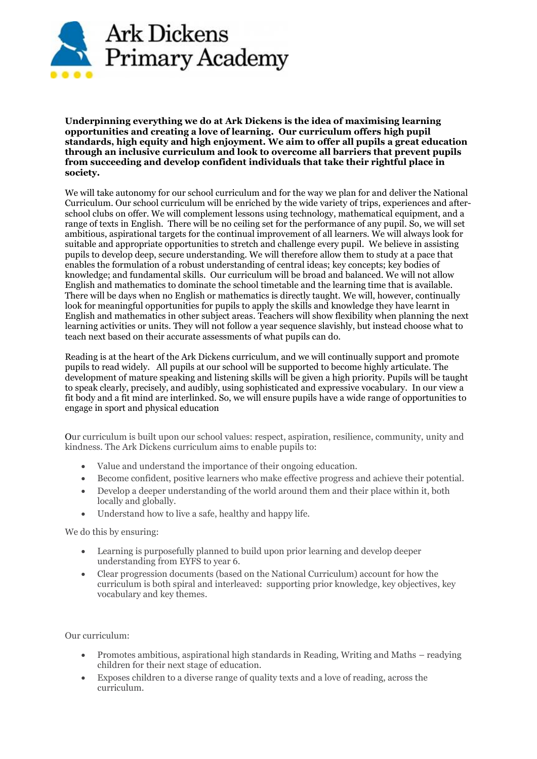# Ark Dickens Primary Academy

**Underpinning everything we do at Ark Dickens is the idea of maximising learning opportunities and creating a love of learning. Our curriculum offers high pupil standards, high equity and high enjoyment. We aim to offer all pupils a great education through an inclusive curriculum and look to overcome all barriers that prevent pupils from succeeding and develop confident individuals that take their rightful place in society.**

We will take autonomy for our school curriculum and for the way we plan for and deliver the National Curriculum. Our school curriculum will be enriched by the wide variety of trips, experiences and after-school clubs on offer. We will complement lessons using technology, mathematical equipment, and a range of texts in English. There will be no ceiling set for the performance of any pupil. So, we will set ambitious, aspirational targets for the continual improvement of all learners. We will always look for suitable and appropriate opportunities to stretch and challenge every pupil. We believe in assisting pupils to develop deep, secure understanding. We will therefore allow them to study at a pace that enables the formulation of a robust understanding of central ideas; key concepts; key bodies of knowledge; and fundamental skills. Our curriculum will be broad and balanced. We will not allow English and mathematics to dominate the school timetable and the learning time that is available. There will be days when no English or mathematics is directly taught. We will, however, continually look for meaningful opportunities for pupils to apply the skills and knowledge they have learnt in English and mathematics in other subject areas. Teachers will show flexibility when planning the next learning activities or units. They will not follow a year sequence slavishly, but instead choose what to teach next based on their accurate assessments of what pupils can do.

Reading is at the heart of the Ark Dickens curriculum, and we will continually support and promote pupils to read widely. All pupils at our school will be supported to become highly articulate. The development of mature speaking and listening skills will be given a high priority. Pupils will be taught to speak clearly, precisely, and audibly, using sophisticated and expressive vocabulary. In our view a fit body and a fit mind are interlinked. So, we will ensure pupils have a wide range of opportunities to engage in sport and physical education

Our curriculum is built upon our school values: respect, aspiration, resilience, community, unity and kindness. The Ark Dickens curriculum aims to enable pupils to:

- Value and understand the importance of their ongoing education.
- Become confident, positive learners who make effective progress and achieve their potential.
- Develop a deeper understanding of the world around them and their place within it, both locally and globally.
- Understand how to live a safe, healthy and happy life.

We do this by ensuring:

- Learning is purposefully planned to build upon prior learning and develop deeper understanding from EYFS to year 6.
- Clear progression documents (based on the National Curriculum) account for how the curriculum is both spiral and interleaved: supporting prior knowledge, key objectives, key vocabulary and key themes.

Our curriculum:

- Promotes ambitious, aspirational high standards in Reading, Writing and Maths – readying children for their next stage of education.
- Exposes children to a diverse range of quality texts and a love of reading, across the curriculum.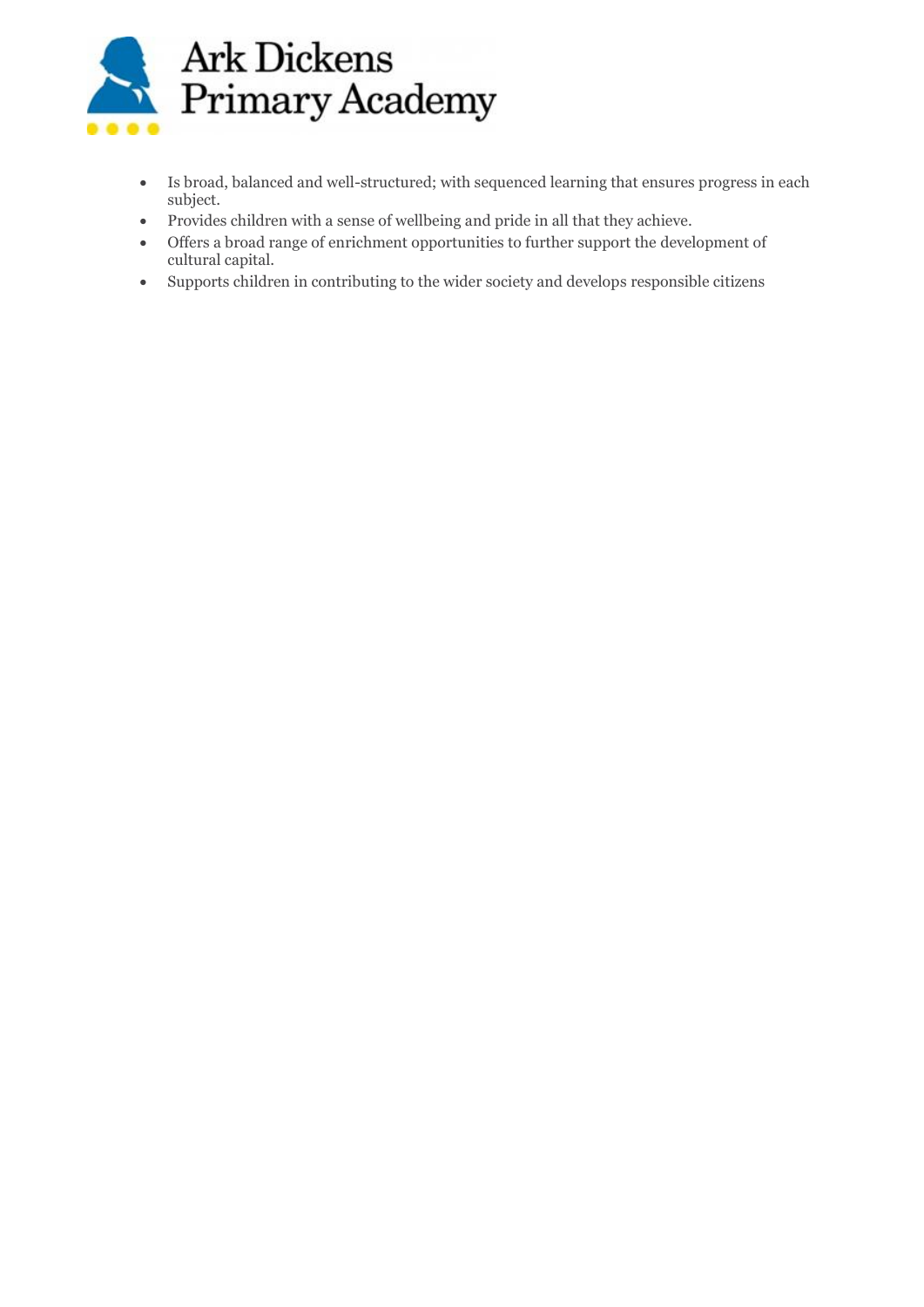- Is broad, balanced and well-structured; with sequenced learning that ensures progress in each subject.
- Provides children with a sense of wellbeing and pride in all that they achieve.
- Offers a broad range of enrichment opportunities to further support the development of cultural capital.
- Supports children in contributing to the wider society and develops responsible citizens